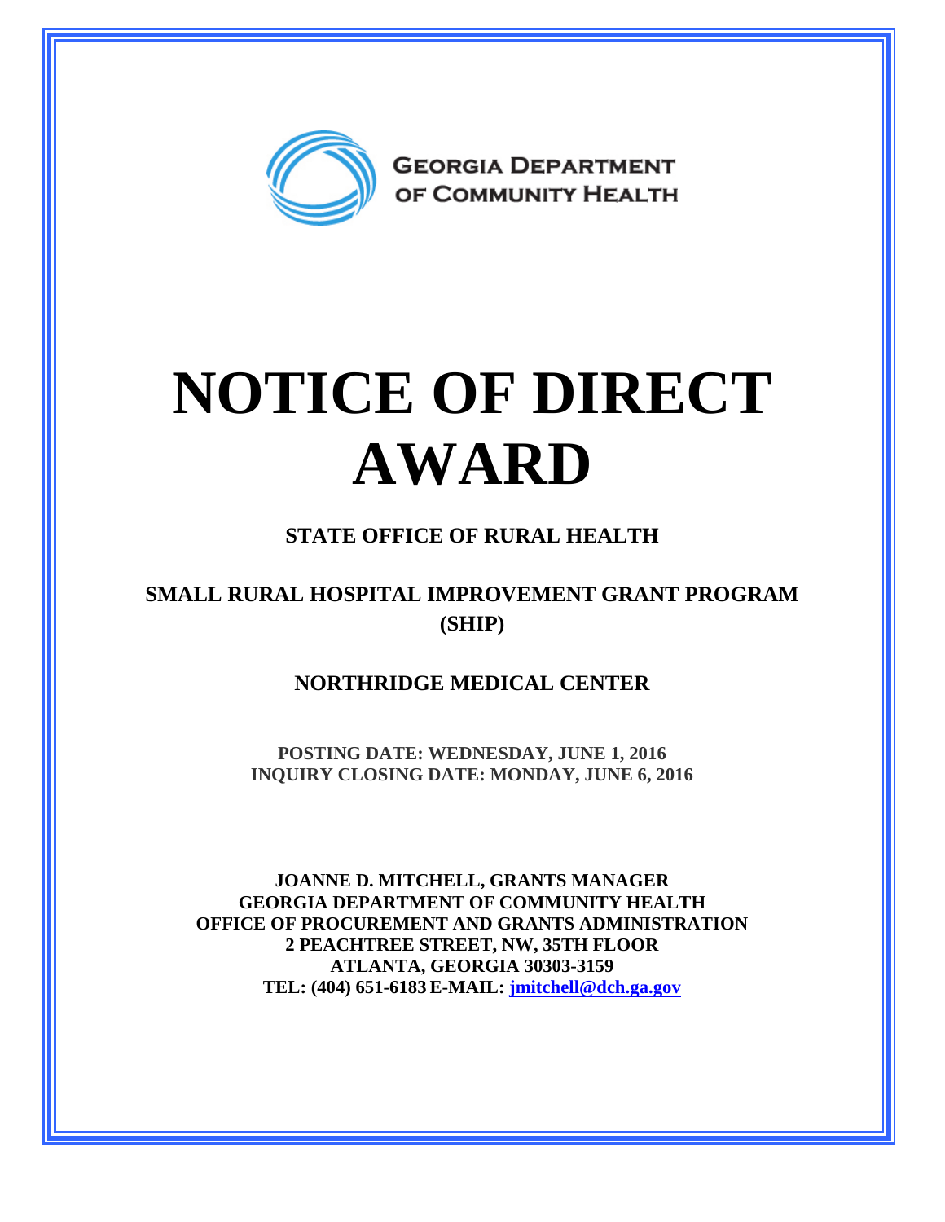GEORGIA DEPARTMENT OF COMMUNITY HEALTH

# NOTICE OF DIRECT AWARD

## STATE OFFICE OF RURAL HEALTH

## SMALL RURAL HOSPITAL IMPROVEMENT GRANT PROGRAM (SHIP)

## NORTHRIDGE MEDICAL CENTER

**POSTING DATE: WEDNESDAY, JUNE 1, 2016**
**INQUIRY CLOSING DATE: MONDAY, JUNE 6, 2016**

**JOANNE D. MITCHELL, GRANTS MANAGER**
**GEORGIA DEPARTMENT OF COMMUNITY HEALTH**
**OFFICE OF PROCUREMENT AND GRANTS ADMINISTRATION**
**2 PEACHTREE STREET, NW, 35TH FLOOR**
**ATLANTA, GEORGIA 30303-3159**
**TEL: (404) 651-6183 E-MAIL: jmitchell@dch.ga.gov**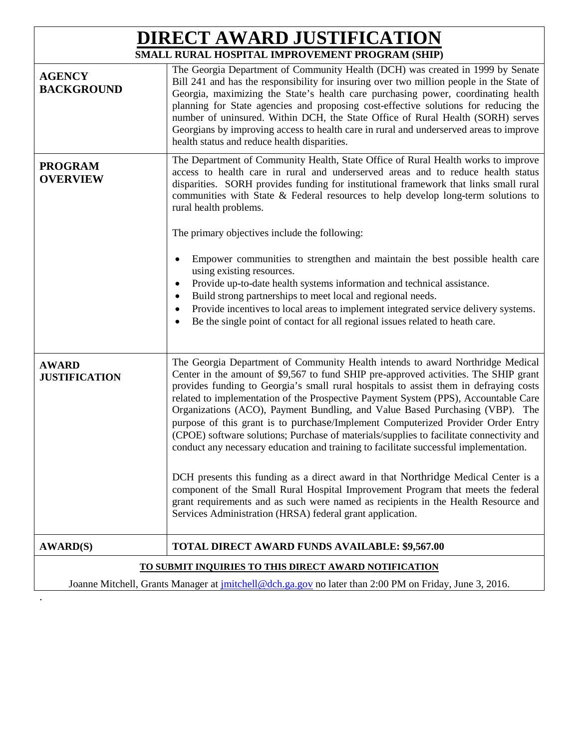# DIRECT AWARD JUSTIFICATION

## SMALL RURAL HOSPITAL IMPROVEMENT PROGRAM (SHIP)

| | |
|---|---|
| **AGENCY BACKGROUND** | The Georgia Department of Community Health (DCH) was created in 1999 by Senate Bill 241 and has the responsibility for insuring over two million people in the State of Georgia, maximizing the State's health care purchasing power, coordinating health planning for State agencies and proposing cost-effective solutions for reducing the number of uninsured. Within DCH, the State Office of Rural Health (SORH) serves Georgians by improving access to health care in rural and underserved areas to improve health status and reduce health disparities. |
| **PROGRAM OVERVIEW** | The Department of Community Health, State Office of Rural Health works to improve access to health care in rural and underserved areas and to reduce health status disparities. SORH provides funding for institutional framework that links small rural communities with State & Federal resources to help develop long-term solutions to rural health problems.<br><br>The primary objectives include the following:<br><br>• Empower communities to strengthen and maintain the best possible health care using existing resources.<br>• Provide up-to-date health systems information and technical assistance.<br>• Build strong partnerships to meet local and regional needs.<br>• Provide incentives to local areas to implement integrated service delivery systems.<br>• Be the single point of contact for all regional issues related to heath care. |
| **AWARD JUSTIFICATION** | The Georgia Department of Community Health intends to award Northridge Medical Center in the amount of $9,567 to fund SHIP pre-approved activities. The SHIP grant provides funding to Georgia's small rural hospitals to assist them in defraying costs related to implementation of the Prospective Payment System (PPS), Accountable Care Organizations (ACO), Payment Bundling, and Value Based Purchasing (VBP). The purpose of this grant is to purchase/Implement Computerized Provider Order Entry (CPOE) software solutions; Purchase of materials/supplies to facilitate connectivity and conduct any necessary education and training to facilitate successful implementation.<br><br>DCH presents this funding as a direct award in that Northridge Medical Center is a component of the Small Rural Hospital Improvement Program that meets the federal grant requirements and as such were named as recipients in the Health Resource and Services Administration (HRSA) federal grant application. |
| **AWARD(S)** | **TOTAL DIRECT AWARD FUNDS AVAILABLE: $9,567.00** |

**TO SUBMIT INQUIRIES TO THIS DIRECT AWARD NOTIFICATION**

Joanne Mitchell, Grants Manager at jmitchell@dch.ga.gov no later than 2:00 PM on Friday, June 3, 2016.

.